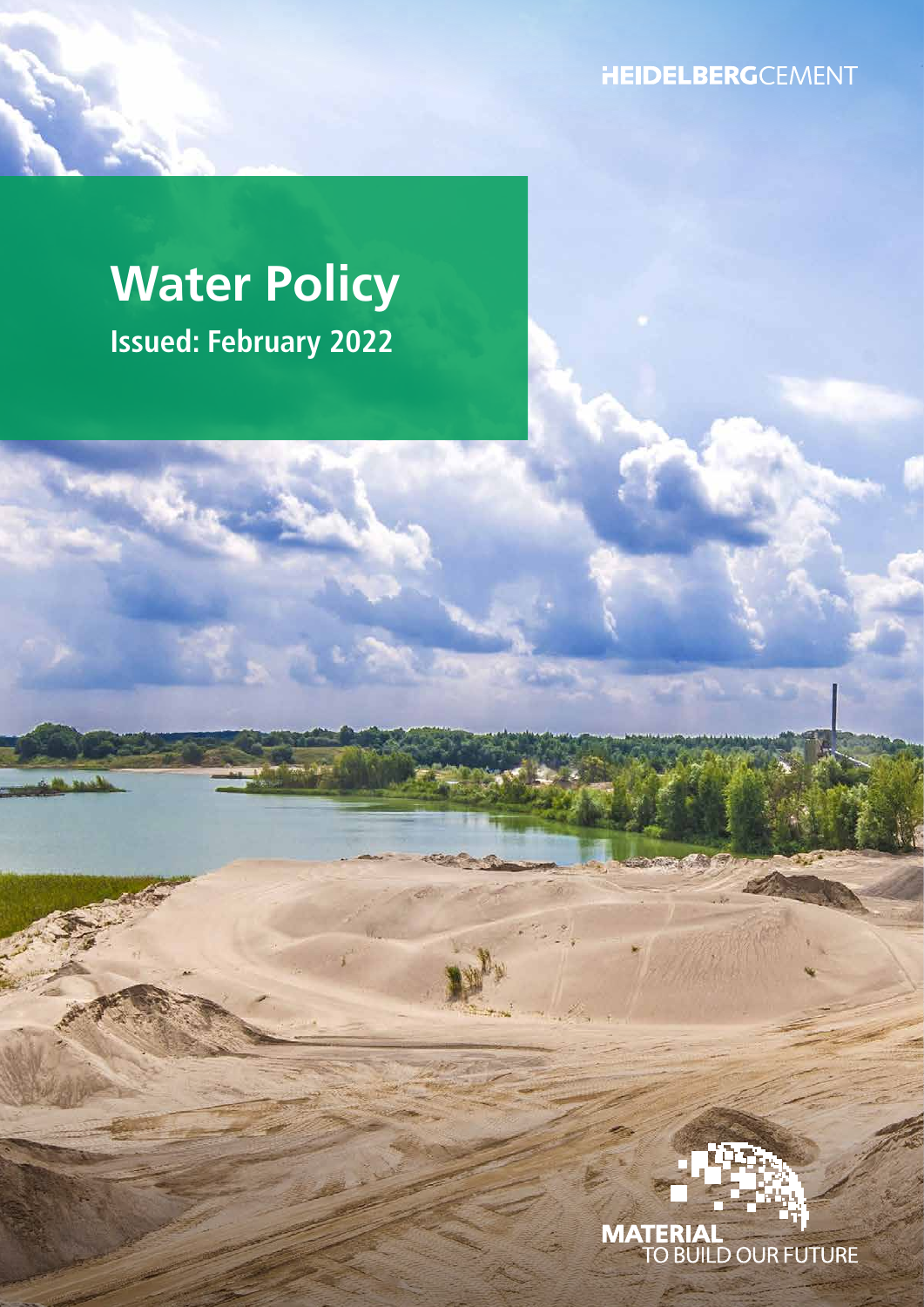HEIDELBERGCEMENT

# Water Policy

**Issued: February 2022**

MATERIAL TO BUILD OUR FUTURE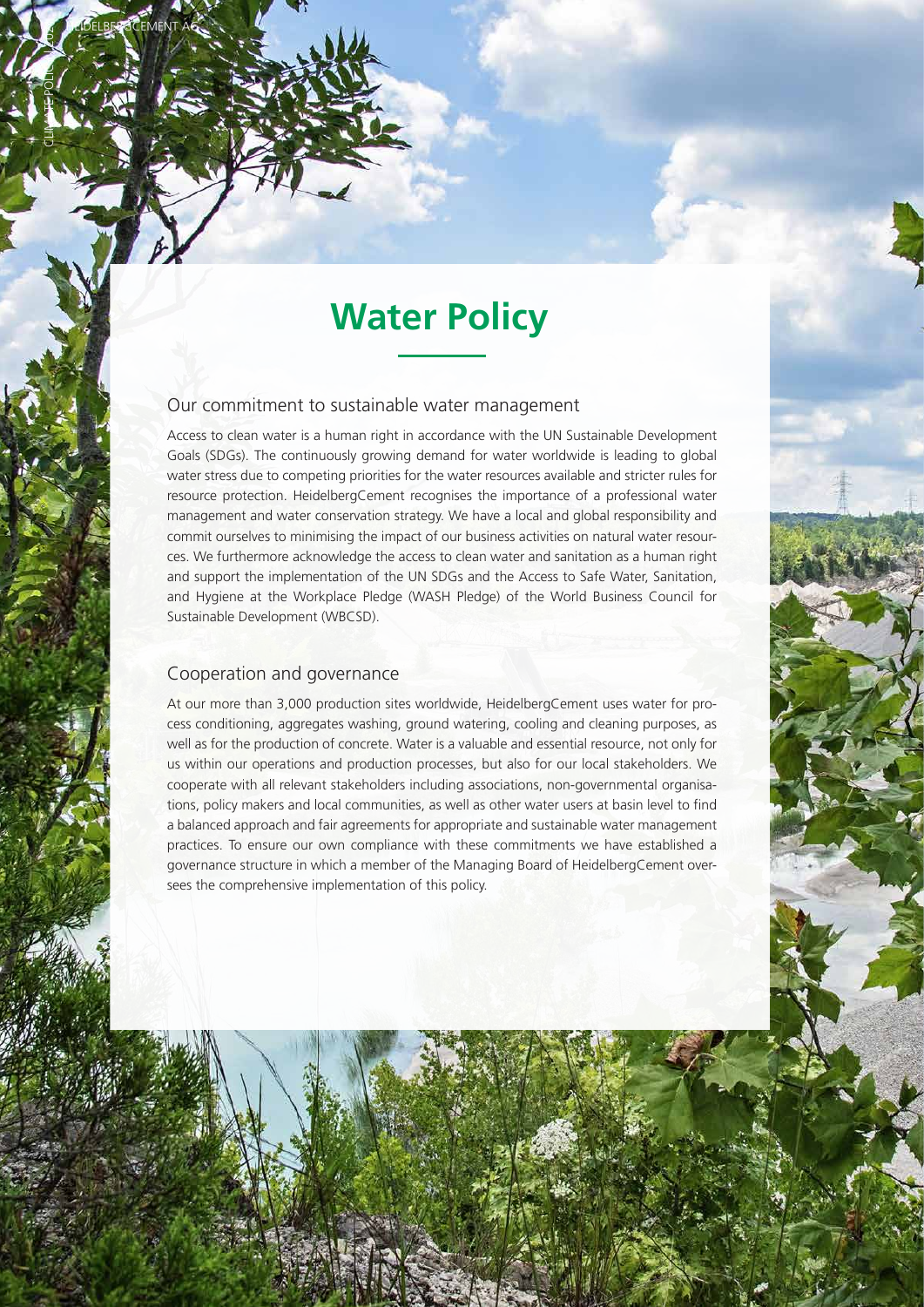# Water Policy

## Our commitment to sustainable water management

Access to clean water is a human right in accordance with the UN Sustainable Development Goals (SDGs). The continuously growing demand for water worldwide is leading to global water stress due to competing priorities for the water resources available and stricter rules for resource protection. HeidelbergCement recognises the importance of a professional water management and water conservation strategy. We have a local and global responsibility and commit ourselves to minimising the impact of our business activities on natural water resources. We furthermore acknowledge the access to clean water and sanitation as a human right and support the implementation of the UN SDGs and the Access to Safe Water, Sanitation, and Hygiene at the Workplace Pledge (WASH Pledge) of the World Business Council for Sustainable Development (WBCSD).

## Cooperation and governance

At our more than 3,000 production sites worldwide, HeidelbergCement uses water for process conditioning, aggregates washing, ground watering, cooling and cleaning purposes, as well as for the production of concrete. Water is a valuable and essential resource, not only for us within our operations and production processes, but also for our local stakeholders. We cooperate with all relevant stakeholders including associations, non-governmental organisations, policy makers and local communities, as well as other water users at basin level to find a balanced approach and fair agreements for appropriate and sustainable water management practices. To ensure our own compliance with these commitments we have established a governance structure in which a member of the Managing Board of HeidelbergCement oversees the comprehensive implementation of this policy.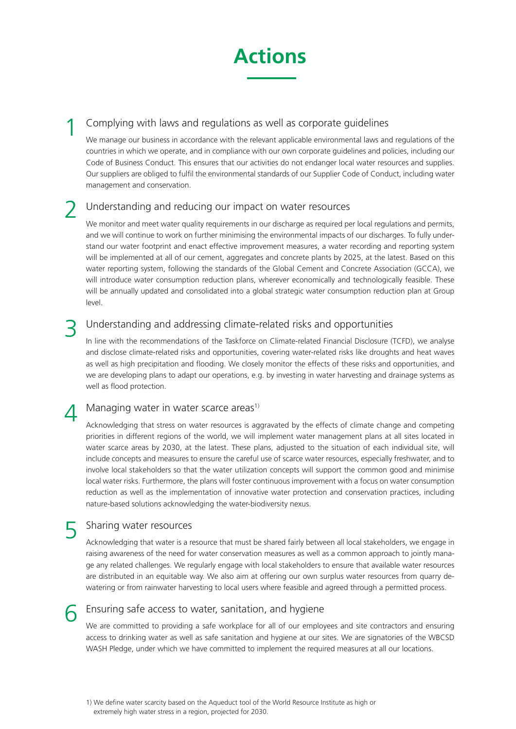# Actions

## 1 Complying with laws and regulations as well as corporate guidelines

We manage our business in accordance with the relevant applicable environmental laws and regulations of the countries in which we operate, and in compliance with our own corporate guidelines and policies, including our Code of Business Conduct. This ensures that our activities do not endanger local water resources and supplies. Our suppliers are obliged to fulfil the environmental standards of our Supplier Code of Conduct, including water management and conservation.

## 2 Understanding and reducing our impact on water resources

We monitor and meet water quality requirements in our discharge as required per local regulations and permits, and we will continue to work on further minimising the environmental impacts of our discharges. To fully understand our water footprint and enact effective improvement measures, a water recording and reporting system will be implemented at all of our cement, aggregates and concrete plants by 2025, at the latest. Based on this water reporting system, following the standards of the Global Cement and Concrete Association (GCCA), we will introduce water consumption reduction plans, wherever economically and technologically feasible. These will be annually updated and consolidated into a global strategic water consumption reduction plan at Group level.

## 3 Understanding and addressing climate-related risks and opportunities

In line with the recommendations of the Taskforce on Climate-related Financial Disclosure (TCFD), we analyse and disclose climate-related risks and opportunities, covering water-related risks like droughts and heat waves as well as high precipitation and flooding. We closely monitor the effects of these risks and opportunities, and we are developing plans to adapt our operations, e.g. by investing in water harvesting and drainage systems as well as flood protection.

## 4 Managing water in water scarce areas[1)]

Acknowledging that stress on water resources is aggravated by the effects of climate change and competing priorities in different regions of the world, we will implement water management plans at all sites located in water scarce areas by 2030, at the latest. These plans, adjusted to the situation of each individual site, will include concepts and measures to ensure the careful use of scarce water resources, especially freshwater, and to involve local stakeholders so that the water utilization concepts will support the common good and minimise local water risks. Furthermore, the plans will foster continuous improvement with a focus on water consumption reduction as well as the implementation of innovative water protection and conservation practices, including nature-based solutions acknowledging the water-biodiversity nexus.

## 5 Sharing water resources

Acknowledging that water is a resource that must be shared fairly between all local stakeholders, we engage in raising awareness of the need for water conservation measures as well as a common approach to jointly manage any related challenges. We regularly engage with local stakeholders to ensure that available water resources are distributed in an equitable way. We also aim at offering our own surplus water resources from quarry dewatering or from rainwater harvesting to local users where feasible and agreed through a permitted process.

## 6 Ensuring safe access to water, sanitation, and hygiene

We are committed to providing a safe workplace for all of our employees and site contractors and ensuring access to drinking water as well as safe sanitation and hygiene at our sites. We are signatories of the WBCSD WASH Pledge, under which we have committed to implement the required measures at all our locations.

1) We define water scarcity based on the Aqueduct tool of the World Resource Institute as high or extremely high water stress in a region, projected for 2030.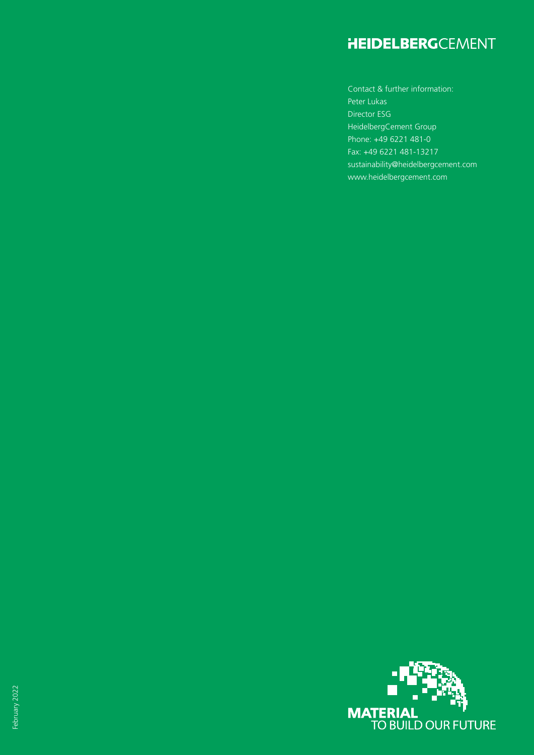HEIDELBERGCEMENT

Contact & further information:
Peter Lukas
Director ESG
HeidelbergCement Group
Phone: +49 6221 481-0
Fax: +49 6221 481-13217
sustainability@heidelbergcement.com
www.heidelbergcement.com

February 2022

MATERIAL
TO BUILD OUR FUTURE